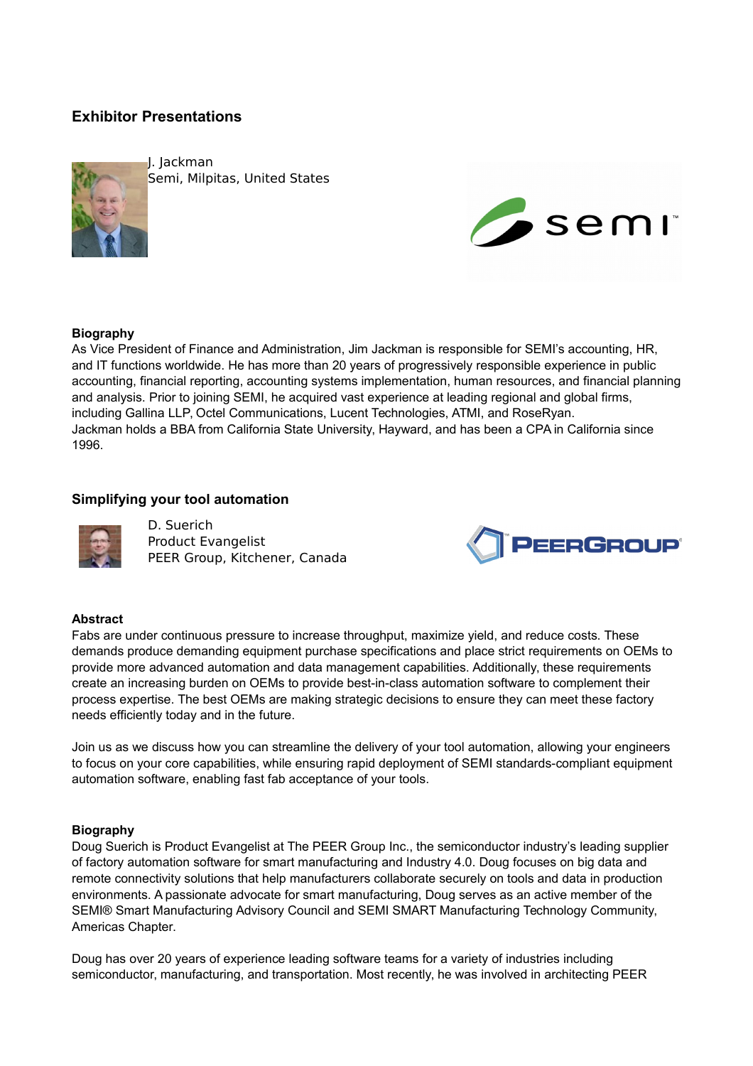## Exhibitor Presentations

J. Jackman
Semi, Milpitas, United States

### Biography

As Vice President of Finance and Administration, Jim Jackman is responsible for SEMI's accounting, HR, and IT functions worldwide. He has more than 20 years of progressively responsible experience in public accounting, financial reporting, accounting systems implementation, human resources, and financial planning and analysis. Prior to joining SEMI, he acquired vast experience at leading regional and global firms, including Gallina LLP, Octel Communications, Lucent Technologies, ATMI, and RoseRyan.
Jackman holds a BBA from California State University, Hayward, and has been a CPA in California since 1996.

## Simplifying your tool automation

D. Suerich
Product Evangelist
PEER Group, Kitchener, Canada

### Abstract

Fabs are under continuous pressure to increase throughput, maximize yield, and reduce costs. These demands produce demanding equipment purchase specifications and place strict requirements on OEMs to provide more advanced automation and data management capabilities. Additionally, these requirements create an increasing burden on OEMs to provide best-in-class automation software to complement their process expertise. The best OEMs are making strategic decisions to ensure they can meet these factory needs efficiently today and in the future.

Join us as we discuss how you can streamline the delivery of your tool automation, allowing your engineers to focus on your core capabilities, while ensuring rapid deployment of SEMI standards-compliant equipment automation software, enabling fast fab acceptance of your tools.

### Biography

Doug Suerich is Product Evangelist at The PEER Group Inc., the semiconductor industry's leading supplier of factory automation software for smart manufacturing and Industry 4.0. Doug focuses on big data and remote connectivity solutions that help manufacturers collaborate securely on tools and data in production environments. A passionate advocate for smart manufacturing, Doug serves as an active member of the SEMI® Smart Manufacturing Advisory Council and SEMI SMART Manufacturing Technology Community, Americas Chapter.

Doug has over 20 years of experience leading software teams for a variety of industries including semiconductor, manufacturing, and transportation. Most recently, he was involved in architecting PEER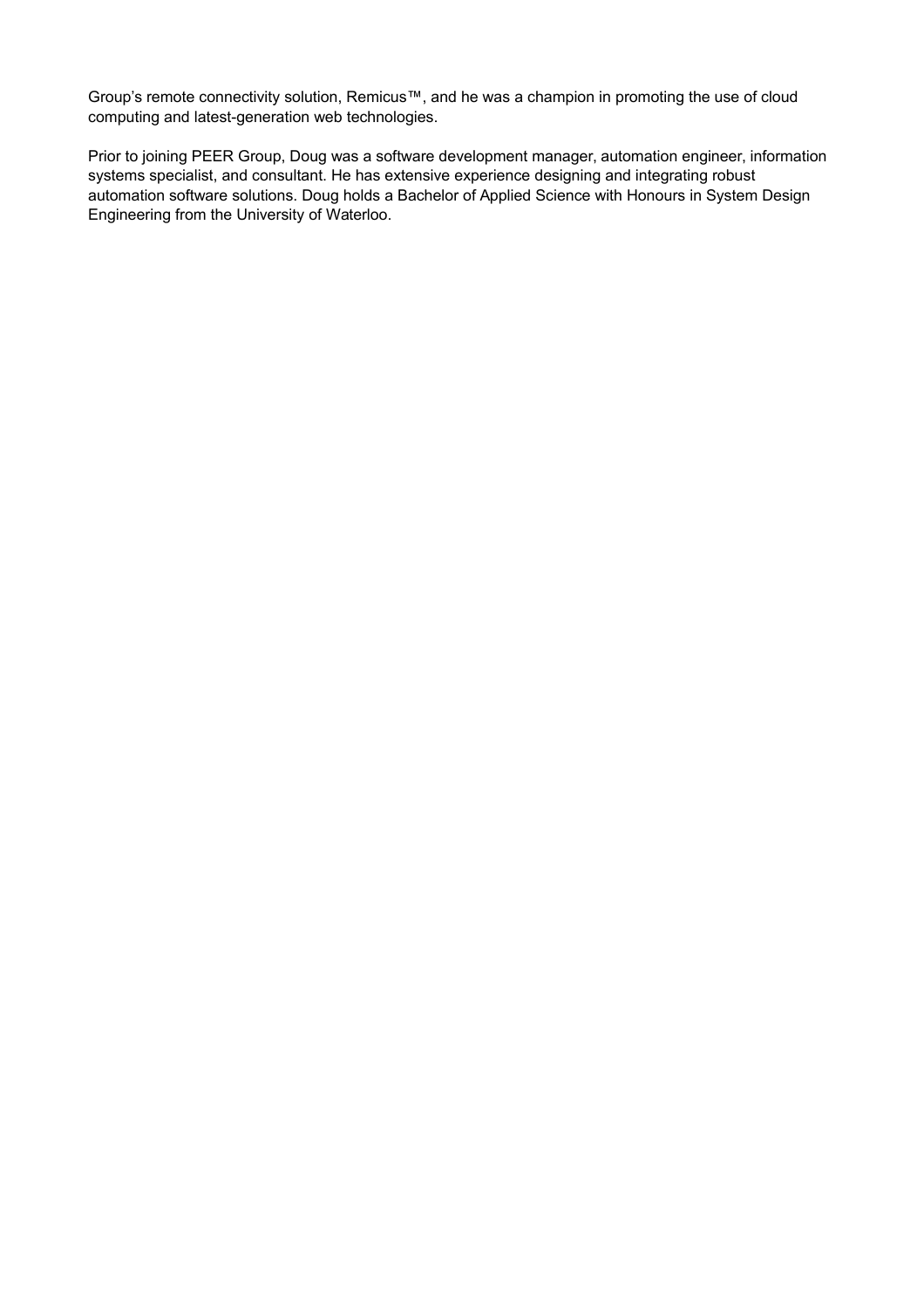Group’s remote connectivity solution, Remicus™, and he was a champion in promoting the use of cloud computing and latest-generation web technologies.

Prior to joining PEER Group, Doug was a software development manager, automation engineer, information systems specialist, and consultant. He has extensive experience designing and integrating robust automation software solutions. Doug holds a Bachelor of Applied Science with Honours in System Design Engineering from the University of Waterloo.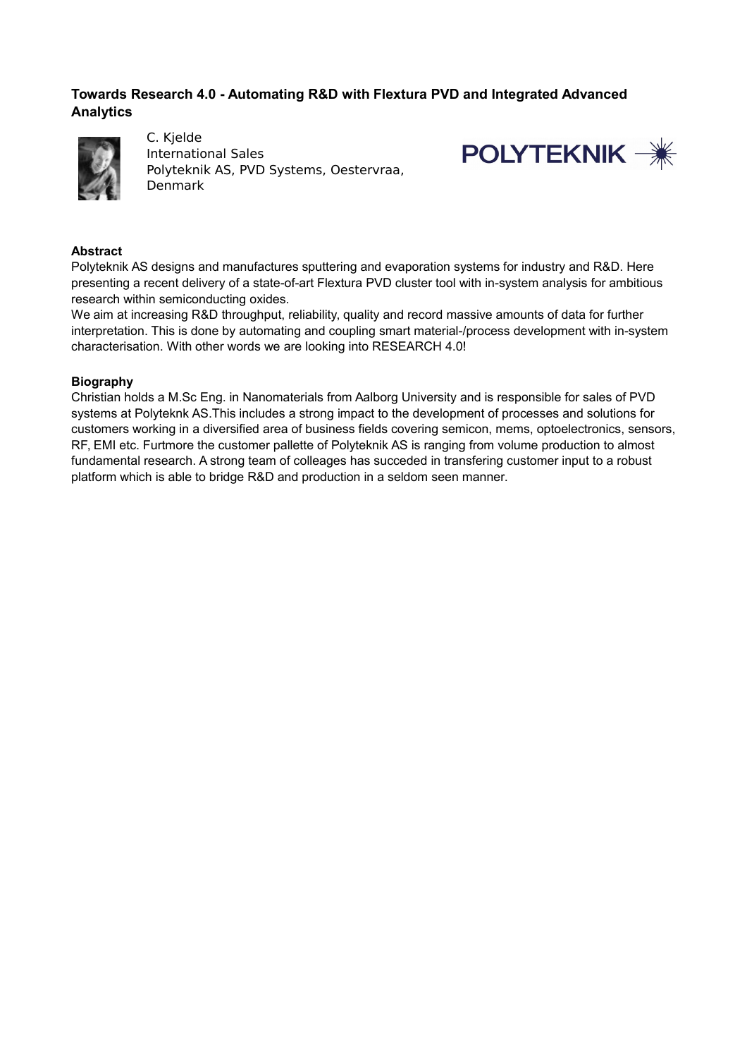## Towards Research 4.0 - Automating R&D with Flextura PVD and Integrated Advanced Analytics

C. Kjelde
International Sales
Polyteknik AS, PVD Systems, Oestervraa, Denmark

POLYTEKNIK

**Abstract**

Polyteknik AS designs and manufactures sputtering and evaporation systems for industry and R&D. Here presenting a recent delivery of a state-of-art Flextura PVD cluster tool with in-system analysis for ambitious research within semiconducting oxides.
We aim at increasing R&D throughput, reliability, quality and record massive amounts of data for further interpretation. This is done by automating and coupling smart material-/process development with in-system characterisation. With other words we are looking into RESEARCH 4.0!

**Biography**

Christian holds a M.Sc Eng. in Nanomaterials from Aalborg University and is responsible for sales of PVD systems at Polyteknk AS.This includes a strong impact to the development of processes and solutions for customers working in a diversified area of business fields covering semicon, mems, optoelectronics, sensors, RF, EMI etc. Furtmore the customer pallette of Polyteknik AS is ranging from volume production to almost fundamental research. A strong team of colleages has succeded in transfering customer input to a robust platform which is able to bridge R&D and production in a seldom seen manner.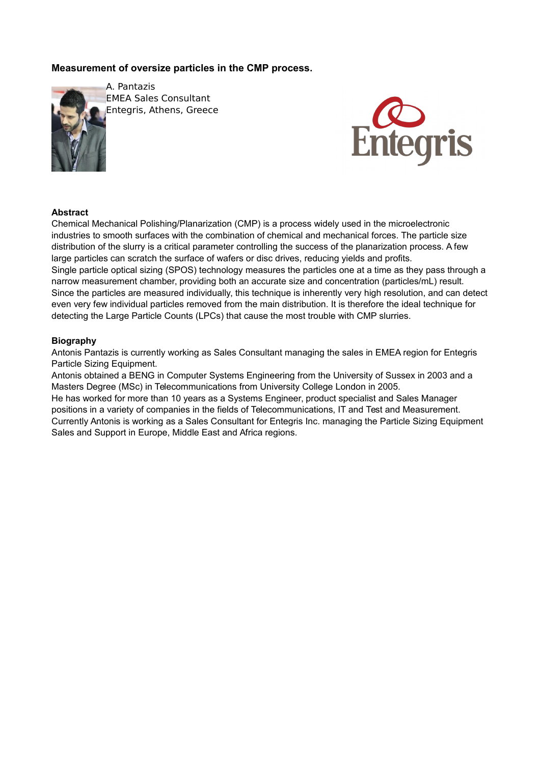**Measurement of oversize particles in the CMP process.**

A. Pantazis
EMEA Sales Consultant
Entegris, Athens, Greece

**Abstract**

Chemical Mechanical Polishing/Planarization (CMP) is a process widely used in the microelectronic industries to smooth surfaces with the combination of chemical and mechanical forces. The particle size distribution of the slurry is a critical parameter controlling the success of the planarization process. A few large particles can scratch the surface of wafers or disc drives, reducing yields and profits.
Single particle optical sizing (SPOS) technology measures the particles one at a time as they pass through a narrow measurement chamber, providing both an accurate size and concentration (particles/mL) result. Since the particles are measured individually, this technique is inherently very high resolution, and can detect even very few individual particles removed from the main distribution. It is therefore the ideal technique for detecting the Large Particle Counts (LPCs) that cause the most trouble with CMP slurries.

**Biography**

Antonis Pantazis is currently working as Sales Consultant managing the sales in EMEA region for Entegris Particle Sizing Equipment.
Antonis obtained a BENG in Computer Systems Engineering from the University of Sussex in 2003 and a Masters Degree (MSc) in Telecommunications from University College London in 2005.
He has worked for more than 10 years as a Systems Engineer, product specialist and Sales Manager positions in a variety of companies in the fields of Telecommunications, IT and Test and Measurement.
Currently Antonis is working as a Sales Consultant for Entegris Inc. managing the Particle Sizing Equipment Sales and Support in Europe, Middle East and Africa regions.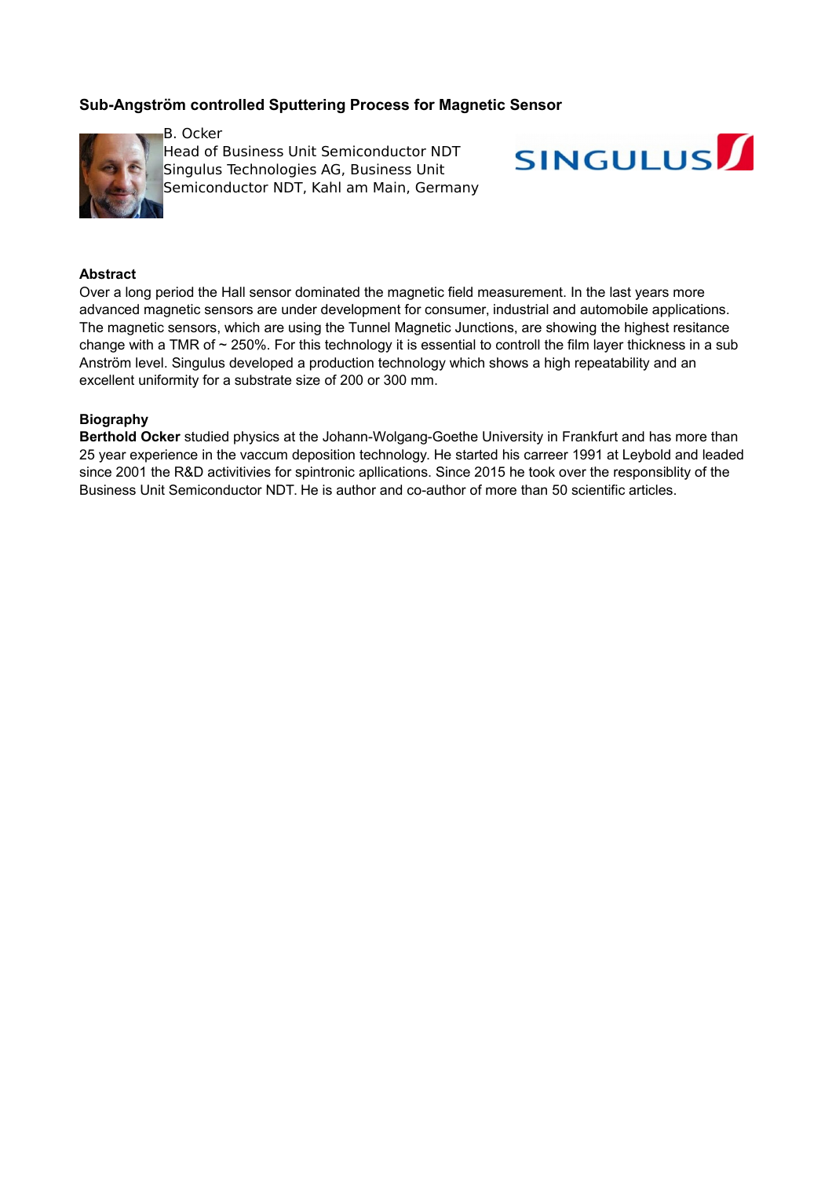## Sub-Angström controlled Sputtering Process for Magnetic Sensor

B. Ocker
Head of Business Unit Semiconductor NDT
Singulus Technologies AG, Business Unit Semiconductor NDT, Kahl am Main, Germany

SINGULUS

### Abstract

Over a long period the Hall sensor dominated the magnetic field measurement. In the last years more advanced magnetic sensors are under development for consumer, industrial and automobile applications. The magnetic sensors, which are using the Tunnel Magnetic Junctions, are showing the highest resitance change with a TMR of ~ 250%. For this technology it is essential to controll the film layer thickness in a sub Anström level. Singulus developed a production technology which shows a high repeatability and an excellent uniformity for a substrate size of 200 or 300 mm.

### Biography

**Berthold Ocker** studied physics at the Johann-Wolgang-Goethe University in Frankfurt and has more than 25 year experience in the vaccum deposition technology. He started his carreer 1991 at Leybold and leaded since 2001 the R&D activitivies for spintronic apllications. Since 2015 he took over the responsiblity of the Business Unit Semiconductor NDT. He is author and co-author of more than 50 scientific articles.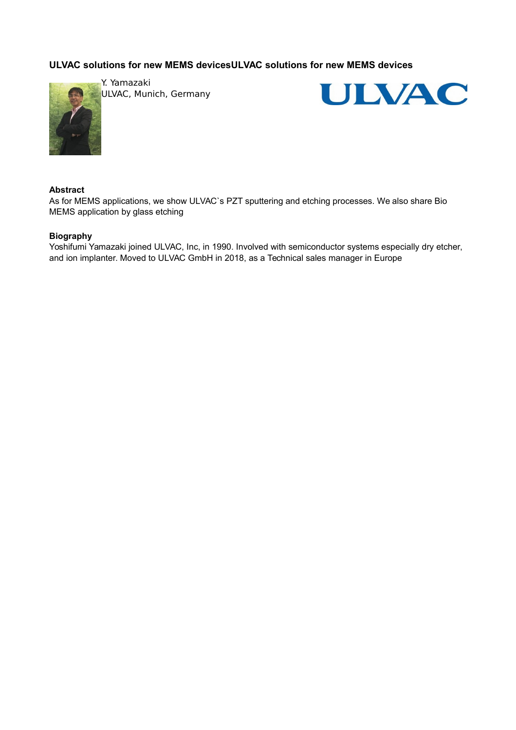## ULVAC solutions for new MEMS devicesULVAC solutions for new MEMS devices

Y. Yamazaki
ULVAC, Munich, Germany

**Abstract**
As for MEMS applications, we show ULVAC`s PZT sputtering and etching processes. We also share Bio MEMS application by glass etching

**Biography**
Yoshifumi Yamazaki joined ULVAC, Inc, in 1990. Involved with semiconductor systems especially dry etcher, and ion implanter. Moved to ULVAC GmbH in 2018, as a Technical sales manager in Europe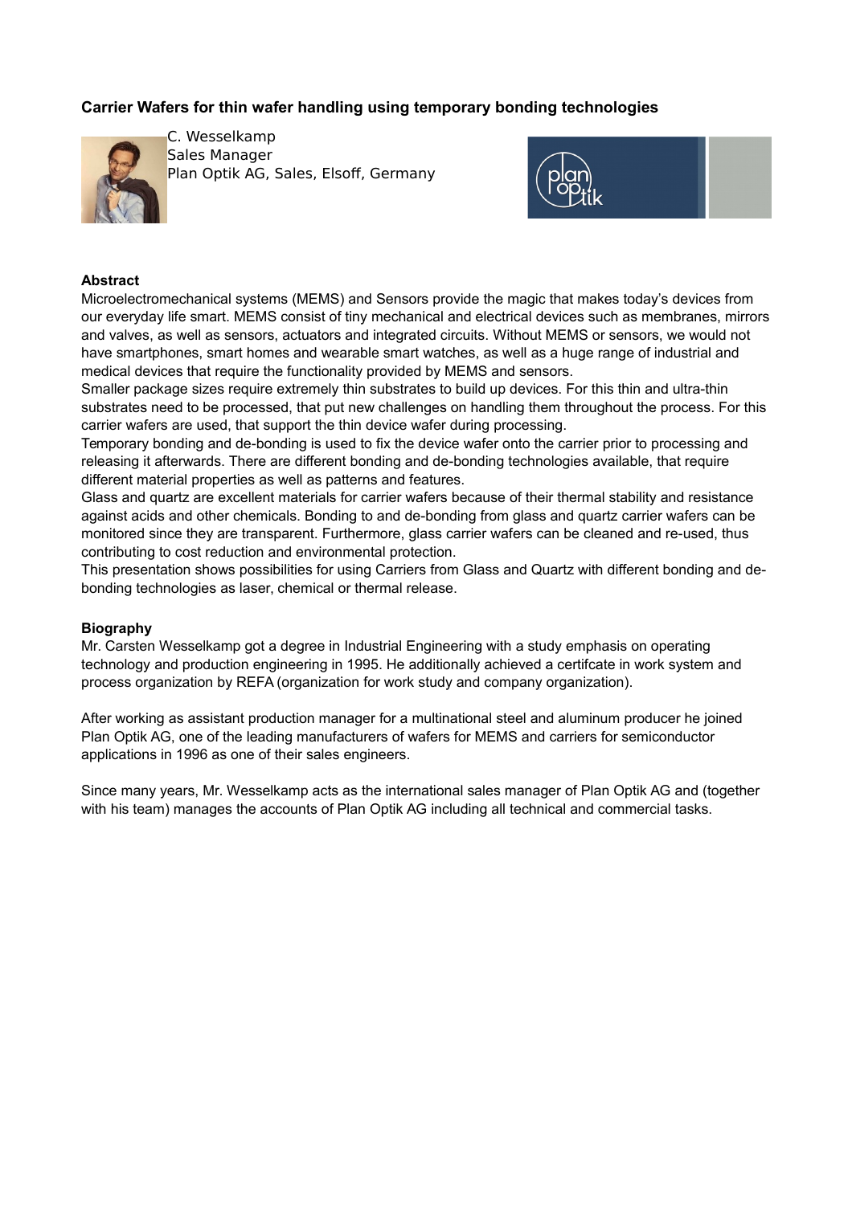## Carrier Wafers for thin wafer handling using temporary bonding technologies

C. Wesselkamp
Sales Manager
Plan Optik AG, Sales, Elsoff, Germany

### Abstract

Microelectromechanical systems (MEMS) and Sensors provide the magic that makes today's devices from our everyday life smart. MEMS consist of tiny mechanical and electrical devices such as membranes, mirrors and valves, as well as sensors, actuators and integrated circuits. Without MEMS or sensors, we would not have smartphones, smart homes and wearable smart watches, as well as a huge range of industrial and medical devices that require the functionality provided by MEMS and sensors.
Smaller package sizes require extremely thin substrates to build up devices. For this thin and ultra-thin substrates need to be processed, that put new challenges on handling them throughout the process. For this carrier wafers are used, that support the thin device wafer during processing.
Temporary bonding and de-bonding is used to fix the device wafer onto the carrier prior to processing and releasing it afterwards. There are different bonding and de-bonding technologies available, that require different material properties as well as patterns and features.
Glass and quartz are excellent materials for carrier wafers because of their thermal stability and resistance against acids and other chemicals. Bonding to and de-bonding from glass and quartz carrier wafers can be monitored since they are transparent. Furthermore, glass carrier wafers can be cleaned and re-used, thus contributing to cost reduction and environmental protection.
This presentation shows possibilities for using Carriers from Glass and Quartz with different bonding and de-bonding technologies as laser, chemical or thermal release.

### Biography

Mr. Carsten Wesselkamp got a degree in Industrial Engineering with a study emphasis on operating technology and production engineering in 1995. He additionally achieved a certifcate in work system and process organization by REFA (organization for work study and company organization).

After working as assistant production manager for a multinational steel and aluminum producer he joined Plan Optik AG, one of the leading manufacturers of wafers for MEMS and carriers for semiconductor applications in 1996 as one of their sales engineers.

Since many years, Mr. Wesselkamp acts as the international sales manager of Plan Optik AG and (together with his team) manages the accounts of Plan Optik AG including all technical and commercial tasks.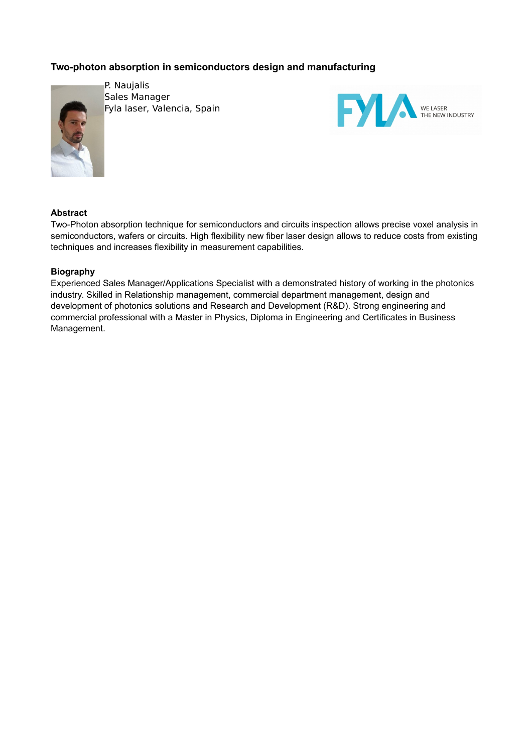### Two-photon absorption in semiconductors design and manufacturing

P. Naujalis
Sales Manager
Fyla laser, Valencia, Spain

**Abstract**

Two-Photon absorption technique for semiconductors and circuits inspection allows precise voxel analysis in semiconductors, wafers or circuits. High flexibility new fiber laser design allows to reduce costs from existing techniques and increases flexibility in measurement capabilities.

**Biography**

Experienced Sales Manager/Applications Specialist with a demonstrated history of working in the photonics industry. Skilled in Relationship management, commercial department management, design and development of photonics solutions and Research and Development (R&D). Strong engineering and commercial professional with a Master in Physics, Diploma in Engineering and Certificates in Business Management.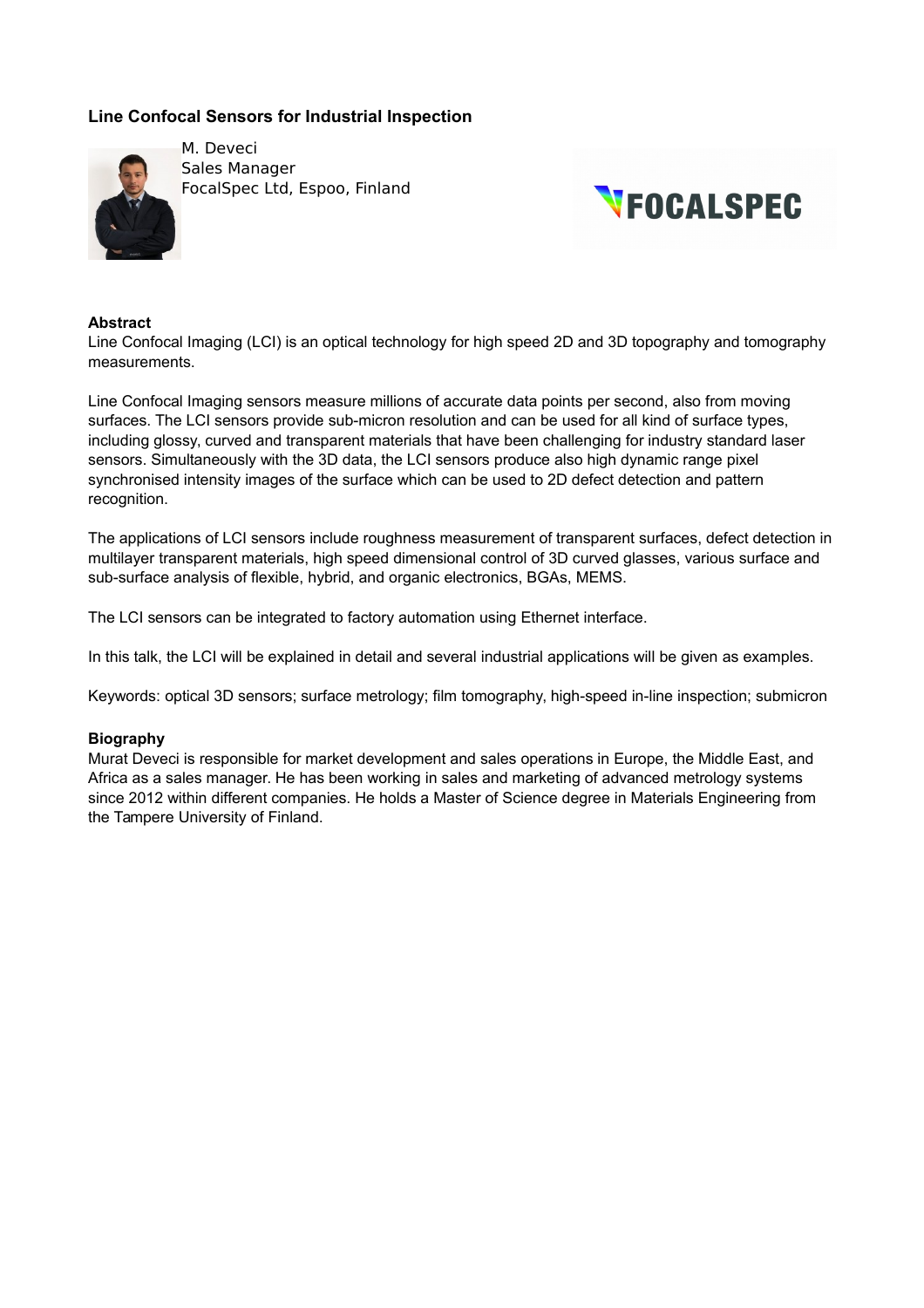## Line Confocal Sensors for Industrial Inspection

M. Deveci
Sales Manager
FocalSpec Ltd, Espoo, Finland

### Abstract

Line Confocal Imaging (LCI) is an optical technology for high speed 2D and 3D topography and tomography measurements.

Line Confocal Imaging sensors measure millions of accurate data points per second, also from moving surfaces. The LCI sensors provide sub-micron resolution and can be used for all kind of surface types, including glossy, curved and transparent materials that have been challenging for industry standard laser sensors. Simultaneously with the 3D data, the LCI sensors produce also high dynamic range pixel synchronised intensity images of the surface which can be used to 2D defect detection and pattern recognition.

The applications of LCI sensors include roughness measurement of transparent surfaces, defect detection in multilayer transparent materials, high speed dimensional control of 3D curved glasses, various surface and sub-surface analysis of flexible, hybrid, and organic electronics, BGAs, MEMS.

The LCI sensors can be integrated to factory automation using Ethernet interface.

In this talk, the LCI will be explained in detail and several industrial applications will be given as examples.

Keywords: optical 3D sensors; surface metrology; film tomography, high-speed in-line inspection; submicron

### Biography

Murat Deveci is responsible for market development and sales operations in Europe, the Middle East, and Africa as a sales manager. He has been working in sales and marketing of advanced metrology systems since 2012 within different companies. He holds a Master of Science degree in Materials Engineering from the Tampere University of Finland.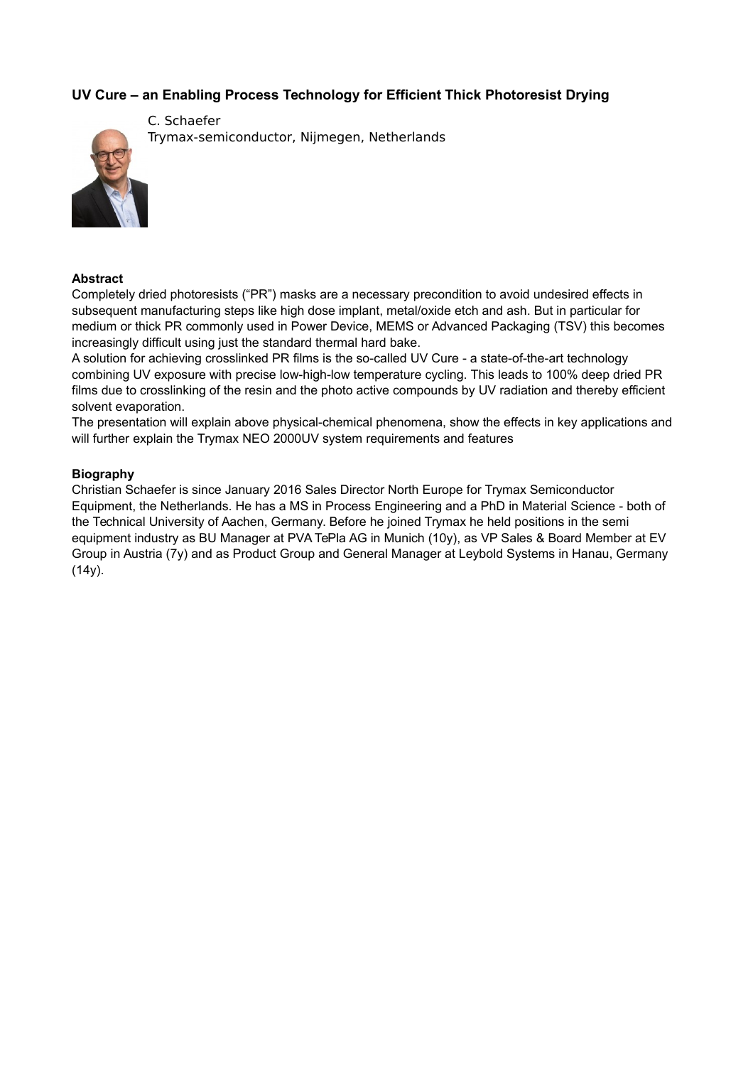## UV Cure – an Enabling Process Technology for Efficient Thick Photoresist Drying

C. Schaefer
Trymax-semiconductor, Nijmegen, Netherlands

**Abstract**

Completely dried photoresists ("PR") masks are a necessary precondition to avoid undesired effects in subsequent manufacturing steps like high dose implant, metal/oxide etch and ash. But in particular for medium or thick PR commonly used in Power Device, MEMS or Advanced Packaging (TSV) this becomes increasingly difficult using just the standard thermal hard bake.
A solution for achieving crosslinked PR films is the so-called UV Cure - a state-of-the-art technology combining UV exposure with precise low-high-low temperature cycling. This leads to 100% deep dried PR films due to crosslinking of the resin and the photo active compounds by UV radiation and thereby efficient solvent evaporation.
The presentation will explain above physical-chemical phenomena, show the effects in key applications and will further explain the Trymax NEO 2000UV system requirements and features

**Biography**

Christian Schaefer is since January 2016 Sales Director North Europe for Trymax Semiconductor Equipment, the Netherlands. He has a MS in Process Engineering and a PhD in Material Science - both of the Technical University of Aachen, Germany. Before he joined Trymax he held positions in the semi equipment industry as BU Manager at PVA TePla AG in Munich (10y), as VP Sales & Board Member at EV Group in Austria (7y) and as Product Group and General Manager at Leybold Systems in Hanau, Germany (14y).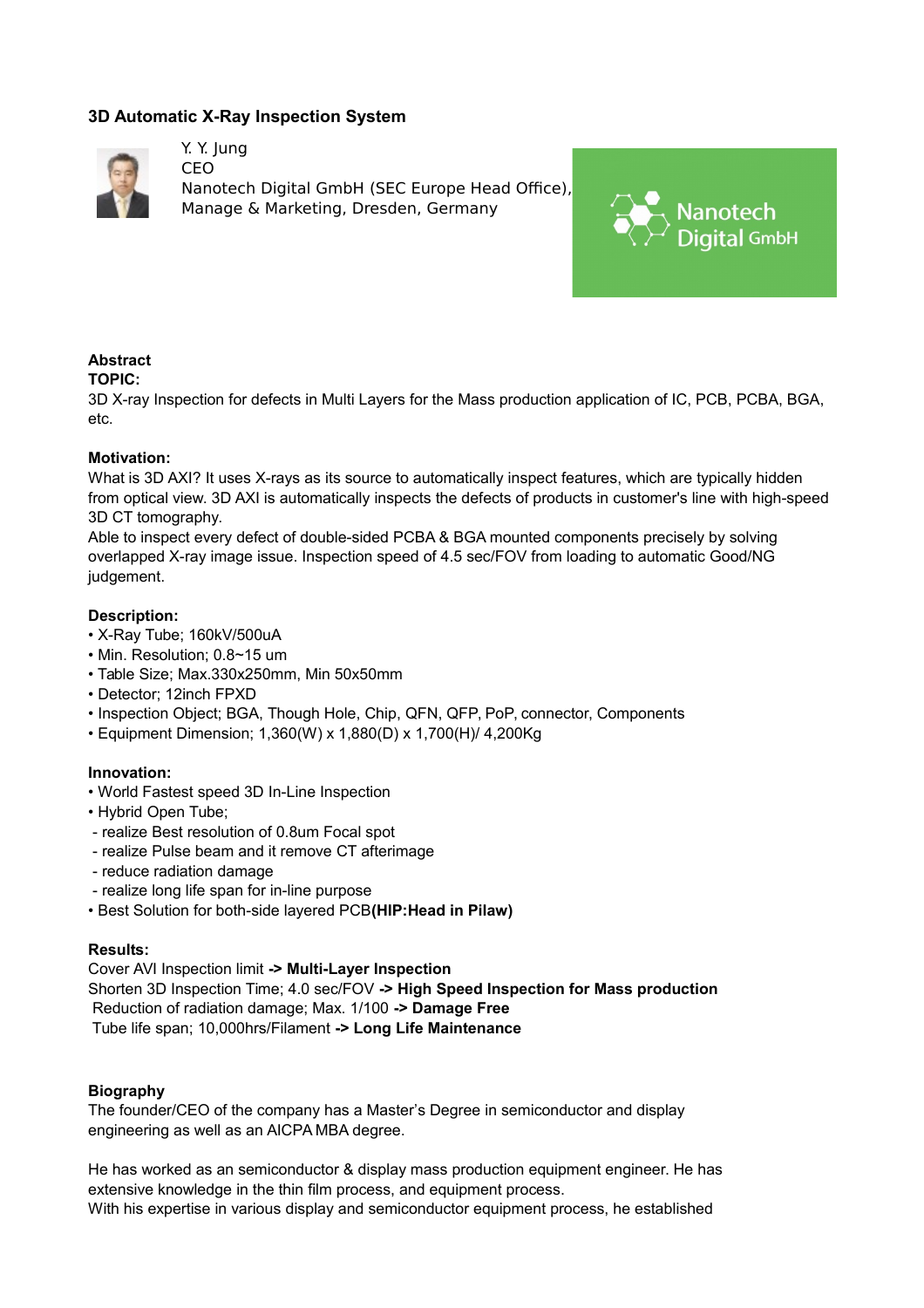## 3D Automatic X-Ray Inspection System

Y. Y. Jung
CEO
Nanotech Digital GmbH (SEC Europe Head Office), Manage & Marketing, Dresden, Germany

Nanotech Digital GmbH

### Abstract

**TOPIC:**
3D X-ray Inspection for defects in Multi Layers for the Mass production application of IC, PCB, PCBA, BGA, etc.

**Motivation:**
What is 3D AXI? It uses X-rays as its source to automatically inspect features, which are typically hidden from optical view. 3D AXI is automatically inspects the defects of products in customer's line with high-speed 3D CT tomography.
Able to inspect every defect of double-sided PCBA & BGA mounted components precisely by solving overlapped X-ray image issue. Inspection speed of 4.5 sec/FOV from loading to automatic Good/NG judgement.

**Description:**

- X-Ray Tube; 160kV/500uA
- Min. Resolution; 0.8~15 um
- Table Size; Max.330x250mm, Min 50x50mm
- Detector; 12inch FPXD
- Inspection Object; BGA, Though Hole, Chip, QFN, QFP, PoP, connector, Components
- Equipment Dimension; 1,360(W) x 1,880(D) x 1,700(H)/ 4,200Kg

**Innovation:**

- World Fastest speed 3D In-Line Inspection
- Hybrid Open Tube;
  - realize Best resolution of 0.8um Focal spot
  - realize Pulse beam and it remove CT afterimage
  - reduce radiation damage
  - realize long life span for in-line purpose
- Best Solution for both-side layered PCB **(HIP:Head in Pilaw)**

**Results:**
Cover AVI Inspection limit **-> Multi-Layer Inspection**
Shorten 3D Inspection Time; 4.0 sec/FOV **-> High Speed Inspection for Mass production**
Reduction of radiation damage; Max. 1/100 **-> Damage Free**
Tube life span; 10,000hrs/Filament **-> Long Life Maintenance**

### Biography

The founder/CEO of the company has a Master's Degree in semiconductor and display engineering as well as an AICPA MBA degree.

He has worked as an semiconductor & display mass production equipment engineer. He has extensive knowledge in the thin film process, and equipment process.
With his expertise in various display and semiconductor equipment process, he established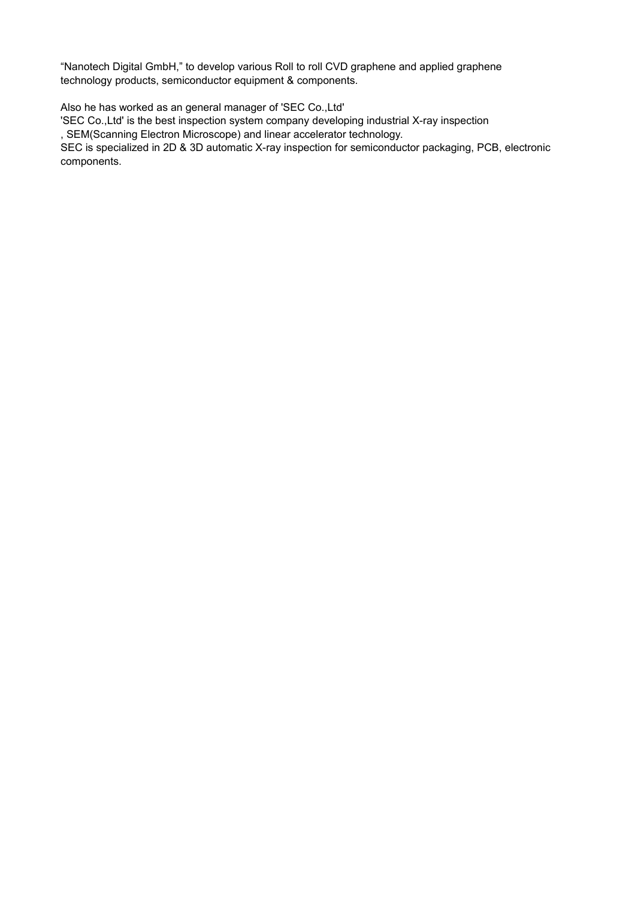“Nanotech Digital GmbH,” to develop various Roll to roll CVD graphene and applied graphene technology products, semiconductor equipment & components.

Also he has worked as an general manager of 'SEC Co.,Ltd'
'SEC Co.,Ltd' is the best inspection system company developing industrial X-ray inspection
, SEM(Scanning Electron Microscope) and linear accelerator technology.
SEC is specialized in 2D & 3D automatic X-ray inspection for semiconductor packaging, PCB, electronic components.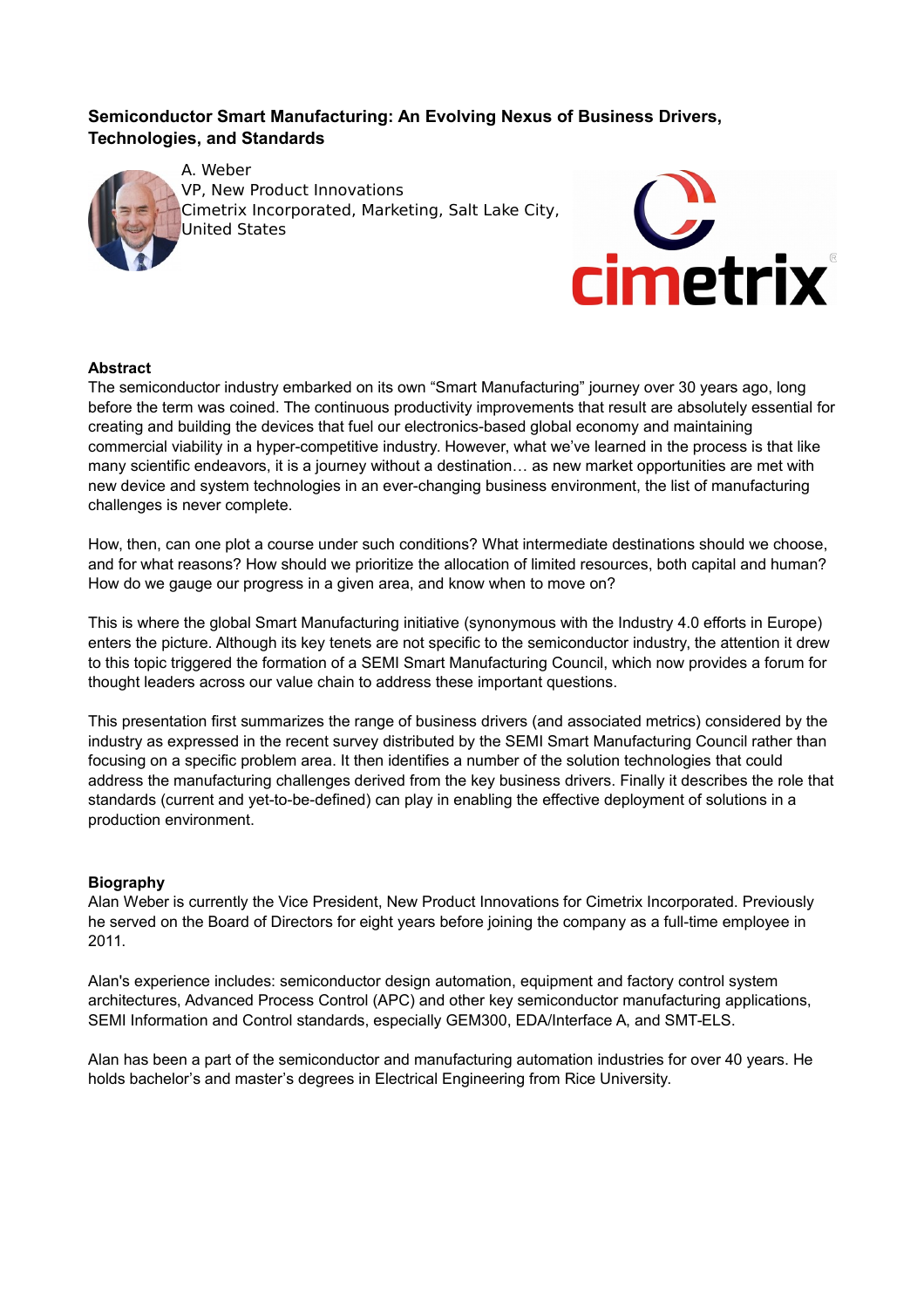## Semiconductor Smart Manufacturing: An Evolving Nexus of Business Drivers, Technologies, and Standards

A. Weber
VP, New Product Innovations
Cimetrix Incorporated, Marketing, Salt Lake City, United States

### Abstract

The semiconductor industry embarked on its own "Smart Manufacturing" journey over 30 years ago, long before the term was coined. The continuous productivity improvements that result are absolutely essential for creating and building the devices that fuel our electronics-based global economy and maintaining commercial viability in a hyper-competitive industry. However, what we've learned in the process is that like many scientific endeavors, it is a journey without a destination… as new market opportunities are met with new device and system technologies in an ever-changing business environment, the list of manufacturing challenges is never complete.

How, then, can one plot a course under such conditions? What intermediate destinations should we choose, and for what reasons? How should we prioritize the allocation of limited resources, both capital and human? How do we gauge our progress in a given area, and know when to move on?

This is where the global Smart Manufacturing initiative (synonymous with the Industry 4.0 efforts in Europe) enters the picture. Although its key tenets are not specific to the semiconductor industry, the attention it drew to this topic triggered the formation of a SEMI Smart Manufacturing Council, which now provides a forum for thought leaders across our value chain to address these important questions.

This presentation first summarizes the range of business drivers (and associated metrics) considered by the industry as expressed in the recent survey distributed by the SEMI Smart Manufacturing Council rather than focusing on a specific problem area. It then identifies a number of the solution technologies that could address the manufacturing challenges derived from the key business drivers. Finally it describes the role that standards (current and yet-to-be-defined) can play in enabling the effective deployment of solutions in a production environment.

### Biography

Alan Weber is currently the Vice President, New Product Innovations for Cimetrix Incorporated. Previously he served on the Board of Directors for eight years before joining the company as a full-time employee in 2011.

Alan's experience includes: semiconductor design automation, equipment and factory control system architectures, Advanced Process Control (APC) and other key semiconductor manufacturing applications, SEMI Information and Control standards, especially GEM300, EDA/Interface A, and SMT-ELS.

Alan has been a part of the semiconductor and manufacturing automation industries for over 40 years. He holds bachelor's and master's degrees in Electrical Engineering from Rice University.